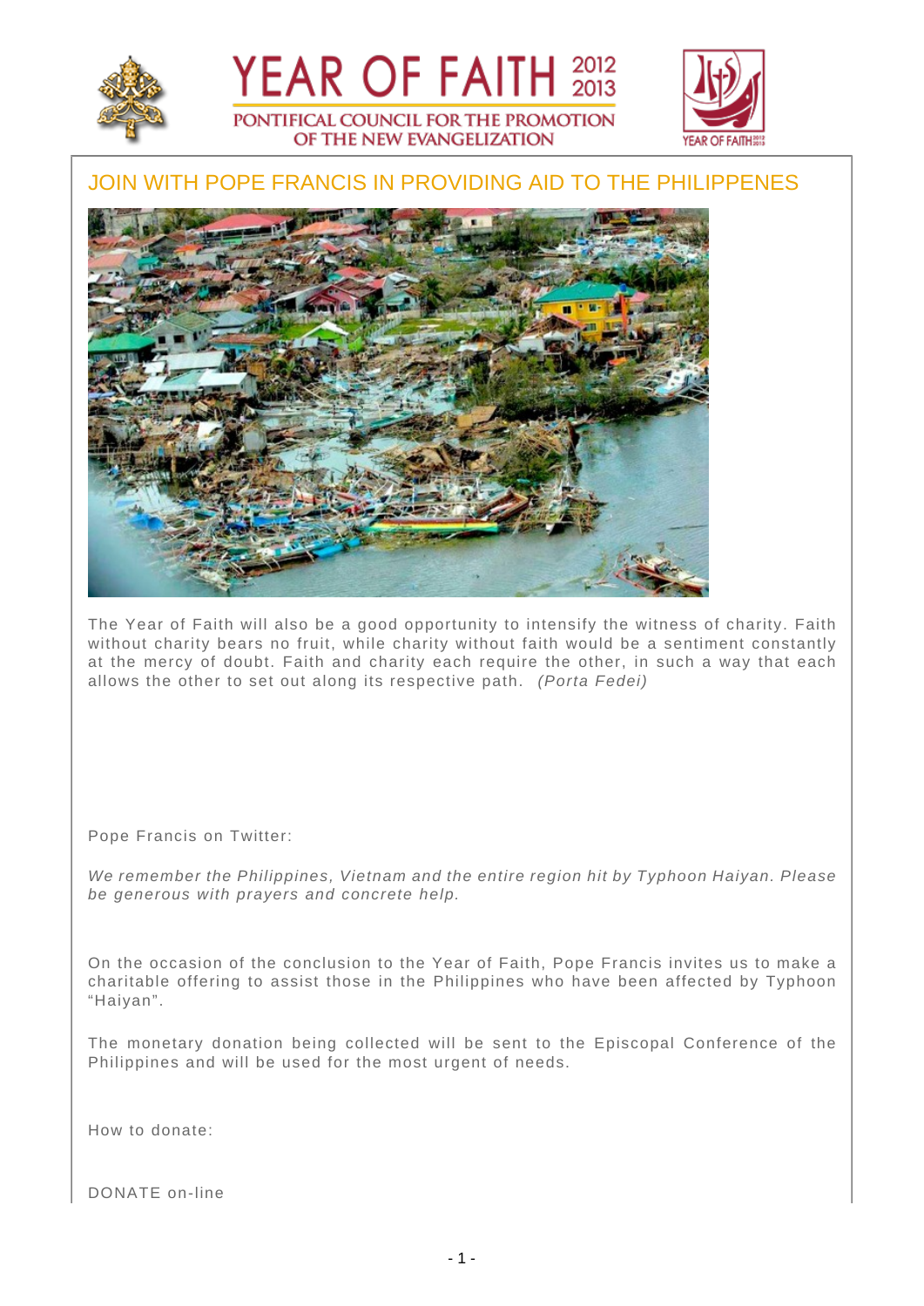YEAR OF FAITH 2012 2013

PONTIFICAL COUNCIL FOR THE PROMOTION OF THE NEW EVANGELIZATION

## JOIN WITH POPE FRANCIS IN PROVIDING AID TO THE PHILIPPENES

The Year of Faith will also be a good opportunity to intensify the witness of charity. Faith without charity bears no fruit, while charity without faith would be a sentiment constantly at the mercy of doubt. Faith and charity each require the other, in such a way that each allows the other to set out along its respective path. *(Porta Fedei)*

Pope Francis on Twitter:

*We remember the Philippines, Vietnam and the entire region hit by Typhoon Haiyan. Please be generous with prayers and concrete help.*

On the occasion of the conclusion to the Year of Faith, Pope Francis invites us to make a charitable offering to assist those in the Philippines who have been affected by Typhoon "Haiyan".

The monetary donation being collected will be sent to the Episcopal Conference of the Philippines and will be used for the most urgent of needs.

How to donate:

DONATE on-line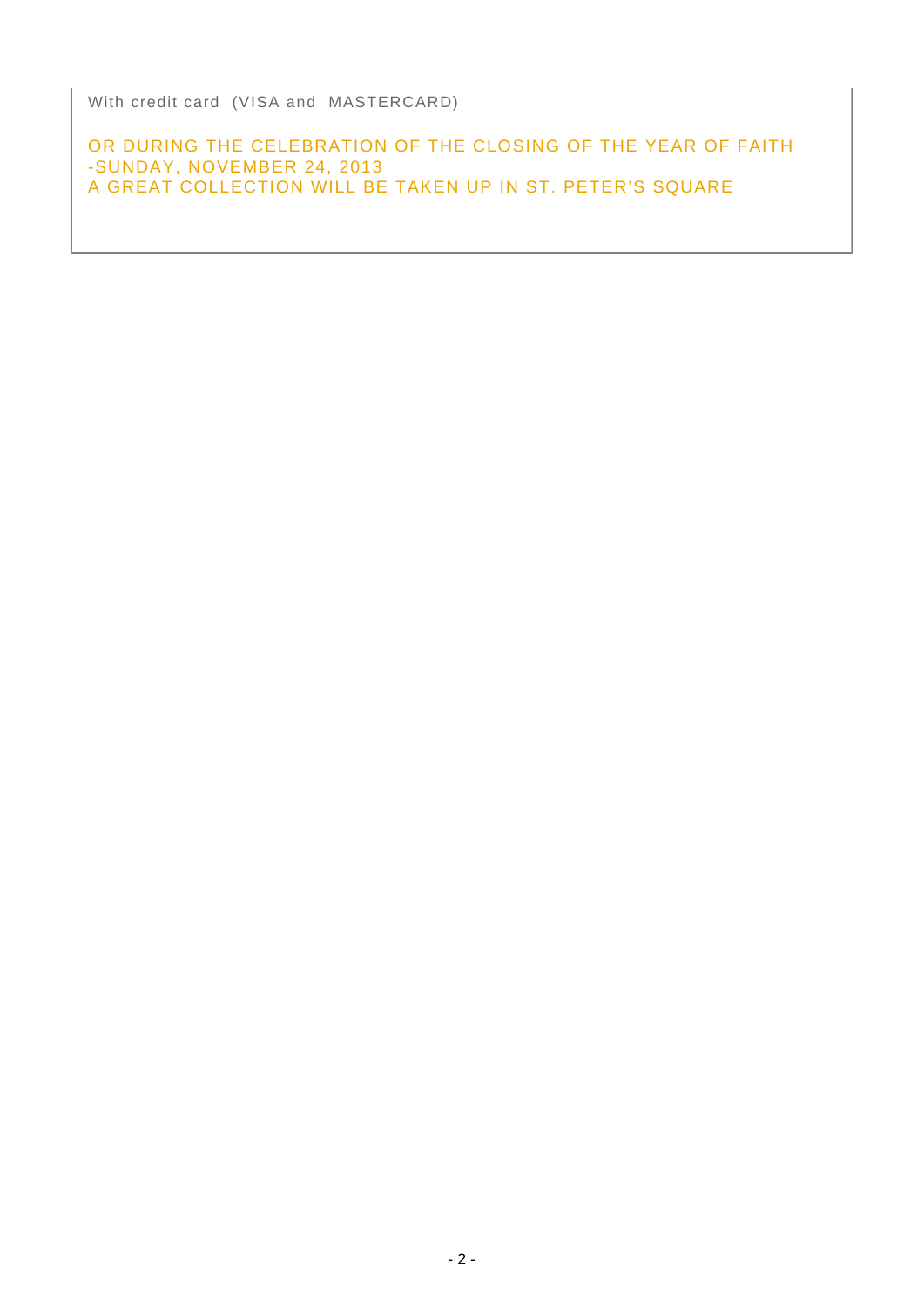With credit card (VISA and MASTERCARD)

OR DURING THE CELEBRATION OF THE CLOSING OF THE YEAR OF FAITH -SUNDAY, NOVEMBER 24, 2013
A GREAT COLLECTION WILL BE TAKEN UP IN ST. PETER'S SQUARE